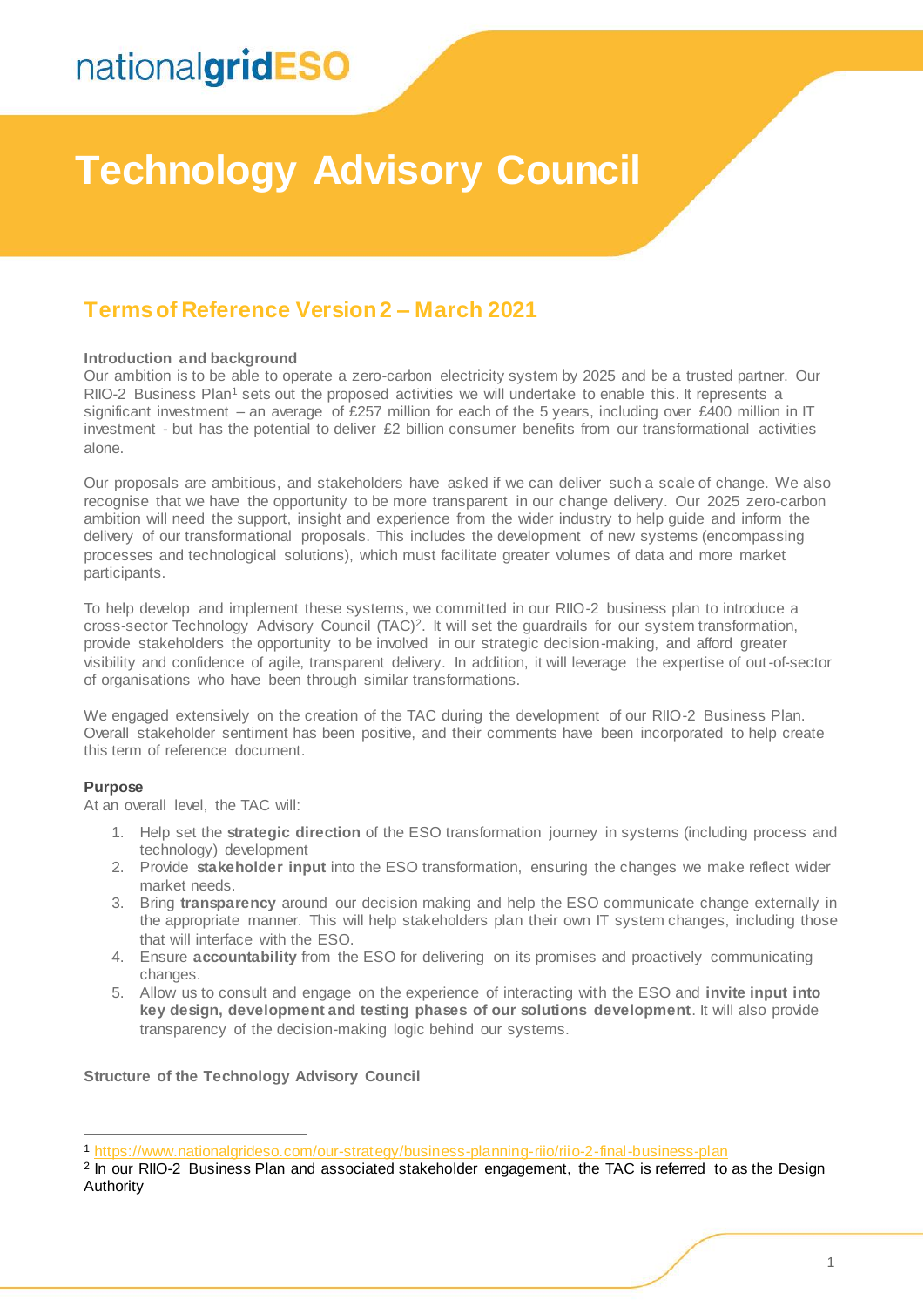nationalgridESO

# Technology Advisory Council

## Terms of Reference Version 2 – March 2021

**Introduction and background**

Our ambition is to be able to operate a zero-carbon electricity system by 2025 and be a trusted partner. Our RIIO-2 Business Plan[1] sets out the proposed activities we will undertake to enable this. It represents a significant investment – an average of £257 million for each of the 5 years, including over £400 million in IT investment - but has the potential to deliver £2 billion consumer benefits from our transformational activities alone.

Our proposals are ambitious, and stakeholders have asked if we can deliver such a scale of change. We also recognise that we have the opportunity to be more transparent in our change delivery. Our 2025 zero-carbon ambition will need the support, insight and experience from the wider industry to help guide and inform the delivery of our transformational proposals. This includes the development of new systems (encompassing processes and technological solutions), which must facilitate greater volumes of data and more market participants.

To help develop and implement these systems, we committed in our RIIO-2 business plan to introduce a cross-sector Technology Advisory Council (TAC)[2]. It will set the guardrails for our system transformation, provide stakeholders the opportunity to be involved in our strategic decision-making, and afford greater visibility and confidence of agile, transparent delivery. In addition, it will leverage the expertise of out-of-sector of organisations who have been through similar transformations.

We engaged extensively on the creation of the TAC during the development of our RIIO-2 Business Plan. Overall stakeholder sentiment has been positive, and their comments have been incorporated to help create this term of reference document.

**Purpose**

At an overall level, the TAC will:

1. Help set the **strategic direction** of the ESO transformation journey in systems (including process and technology) development
2. Provide **stakeholder input** into the ESO transformation, ensuring the changes we make reflect wider market needs.
3. Bring **transparency** around our decision making and help the ESO communicate change externally in the appropriate manner. This will help stakeholders plan their own IT system changes, including those that will interface with the ESO.
4. Ensure **accountability** from the ESO for delivering on its promises and proactively communicating changes.
5. Allow us to consult and engage on the experience of interacting with the ESO and **invite input into key design, development and testing phases of our solutions development**. It will also provide transparency of the decision-making logic behind our systems.

**Structure of the Technology Advisory Council**

---

[1] https://www.nationalgrideso.com/our-strategy/business-planning-riio/riio-2-final-business-plan

[2] In our RIIO-2 Business Plan and associated stakeholder engagement, the TAC is referred to as the Design Authority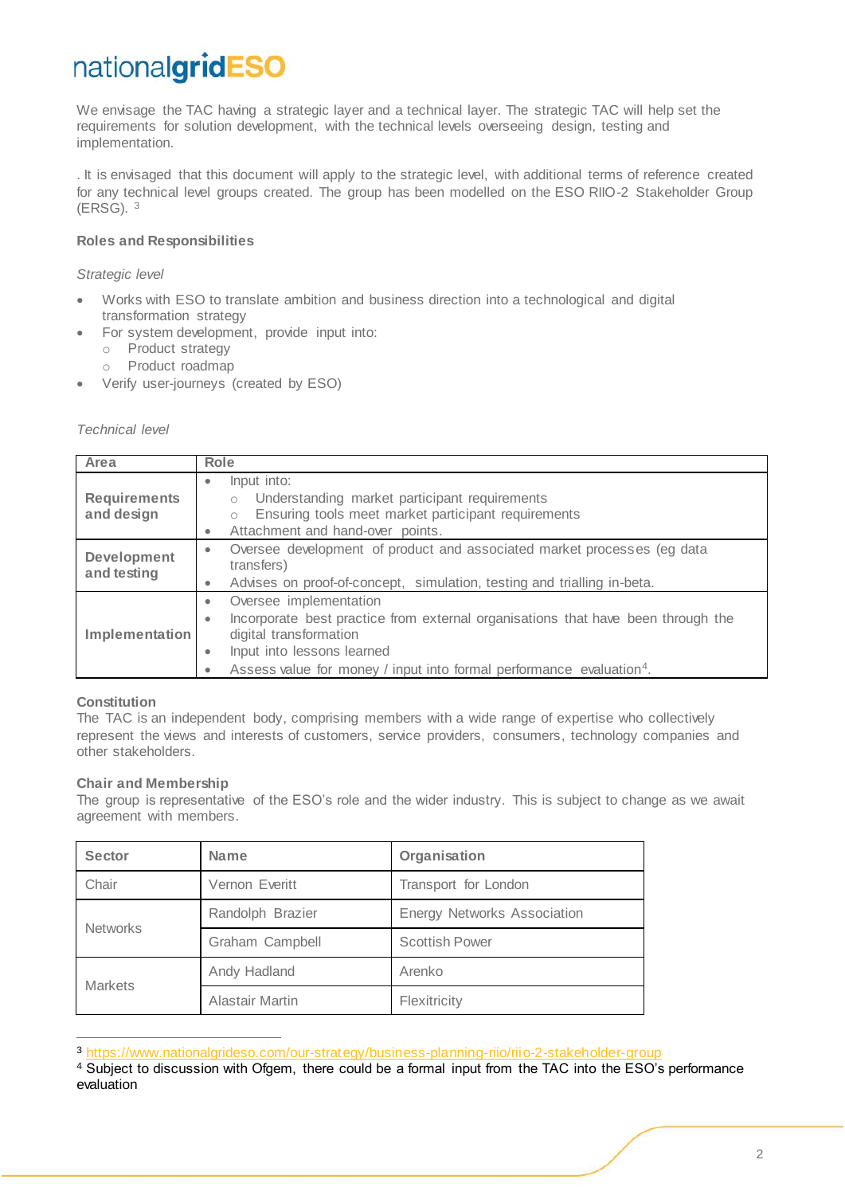We envisage the TAC having a strategic layer and a technical layer. The strategic TAC will help set the requirements for solution development, with the technical levels overseeing design, testing and implementation.

. It is envisaged that this document will apply to the strategic level, with additional terms of reference created for any technical level groups created. The group has been modelled on the ESO RIIO-2 Stakeholder Group (ERSG). [3]

**Roles and Responsibilities**

*Strategic level*

- Works with ESO to translate ambition and business direction into a technological and digital transformation strategy
- For system development, provide input into:
  - Product strategy
  - Product roadmap
- Verify user-journeys (created by ESO)

*Technical level*

| Area | Role |
|---|---|
| **Requirements and design** | • Input into:<br>  ○ Understanding market participant requirements<br>  ○ Ensuring tools meet market participant requirements<br>• Attachment and hand-over points. |
| **Development and testing** | • Oversee development of product and associated market processes (eg data transfers)<br>• Advises on proof-of-concept, simulation, testing and trialling in-beta. |
| **Implementation** | • Oversee implementation<br>• Incorporate best practice from external organisations that have been through the digital transformation<br>• Input into lessons learned<br>• Assess value for money / input into formal performance evaluation[4]. |

**Constitution**

The TAC is an independent body, comprising members with a wide range of expertise who collectively represent the views and interests of customers, service providers, consumers, technology companies and other stakeholders.

**Chair and Membership**

The group is representative of the ESO's role and the wider industry. This is subject to change as we await agreement with members.

| Sector | Name | Organisation |
|---|---|---|
| Chair | Vernon Everitt | Transport for London |
| Networks | Randolph Brazier | Energy Networks Association |
| | Graham Campbell | Scottish Power |
| Markets | Andy Hadland | Arenko |
| | Alastair Martin | Flexitricity |

---

[3] https://www.nationalgrideso.com/our-strategy/business-planning-riio/riio-2-stakeholder-group

[4] Subject to discussion with Ofgem, there could be a formal input from the TAC into the ESO's performance evaluation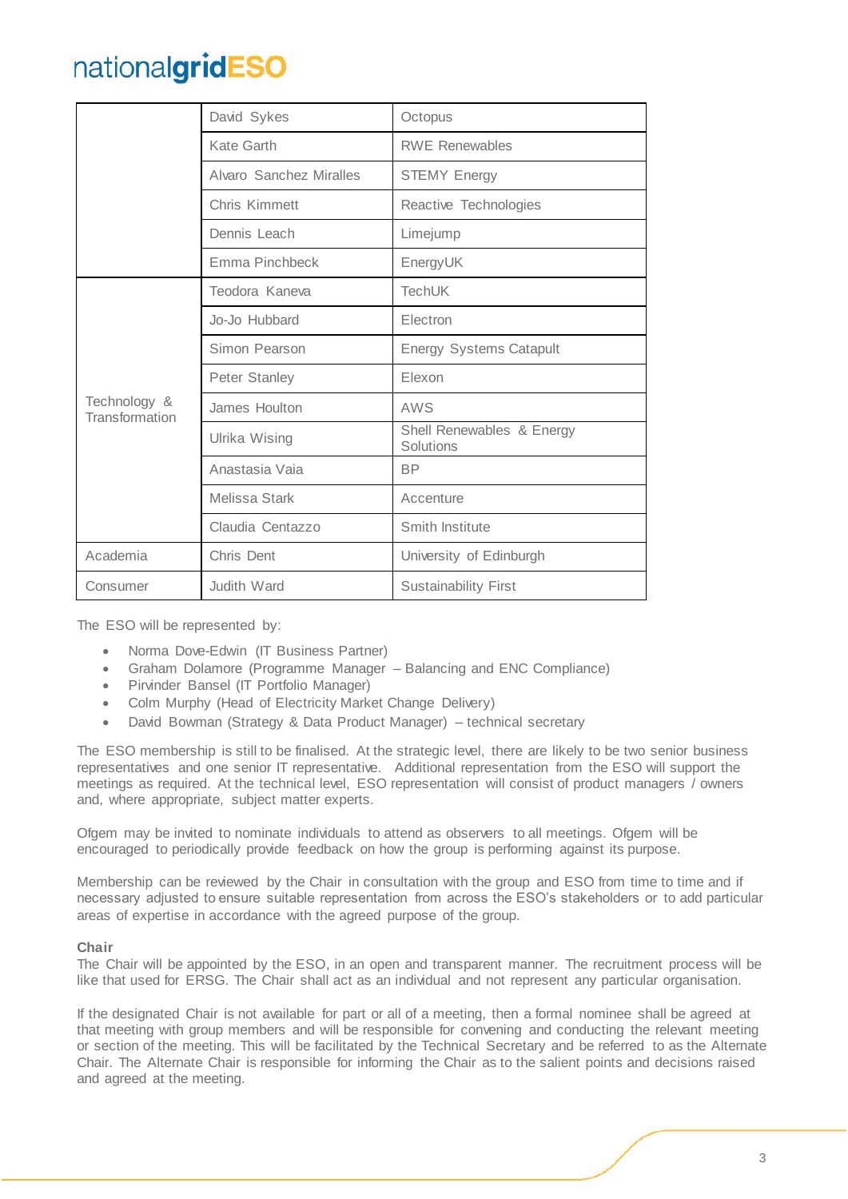| | | |
|---|---|---|
| | David Sykes | Octopus |
| | Kate Garth | RWE Renewables |
| | Alvaro Sanchez Miralles | STEMY Energy |
| | Chris Kimmett | Reactive Technologies |
| | Dennis Leach | Limejump |
| | Emma Pinchbeck | EnergyUK |
| Technology & Transformation | Teodora Kaneva | TechUK |
| | Jo-Jo Hubbard | Electron |
| | Simon Pearson | Energy Systems Catapult |
| | Peter Stanley | Elexon |
| | James Houlton | AWS |
| | Ulrika Wising | Shell Renewables & Energy Solutions |
| | Anastasia Vaia | BP |
| | Melissa Stark | Accenture |
| | Claudia Centazzo | Smith Institute |
| Academia | Chris Dent | University of Edinburgh |
| Consumer | Judith Ward | Sustainability First |

The ESO will be represented by:

- Norma Dove-Edwin (IT Business Partner)
- Graham Dolamore (Programme Manager – Balancing and ENC Compliance)
- Pirvinder Bansel (IT Portfolio Manager)
- Colm Murphy (Head of Electricity Market Change Delivery)
- David Bowman (Strategy & Data Product Manager) – technical secretary

The ESO membership is still to be finalised. At the strategic level, there are likely to be two senior business representatives and one senior IT representative. Additional representation from the ESO will support the meetings as required. At the technical level, ESO representation will consist of product managers / owners and, where appropriate, subject matter experts.

Ofgem may be invited to nominate individuals to attend as observers to all meetings. Ofgem will be encouraged to periodically provide feedback on how the group is performing against its purpose.

Membership can be reviewed by the Chair in consultation with the group and ESO from time to time and if necessary adjusted to ensure suitable representation from across the ESO's stakeholders or to add particular areas of expertise in accordance with the agreed purpose of the group.

**Chair**

The Chair will be appointed by the ESO, in an open and transparent manner. The recruitment process will be like that used for ERSG. The Chair shall act as an individual and not represent any particular organisation.

If the designated Chair is not available for part or all of a meeting, then a formal nominee shall be agreed at that meeting with group members and will be responsible for convening and conducting the relevant meeting or section of the meeting. This will be facilitated by the Technical Secretary and be referred to as the Alternate Chair. The Alternate Chair is responsible for informing the Chair as to the salient points and decisions raised and agreed at the meeting.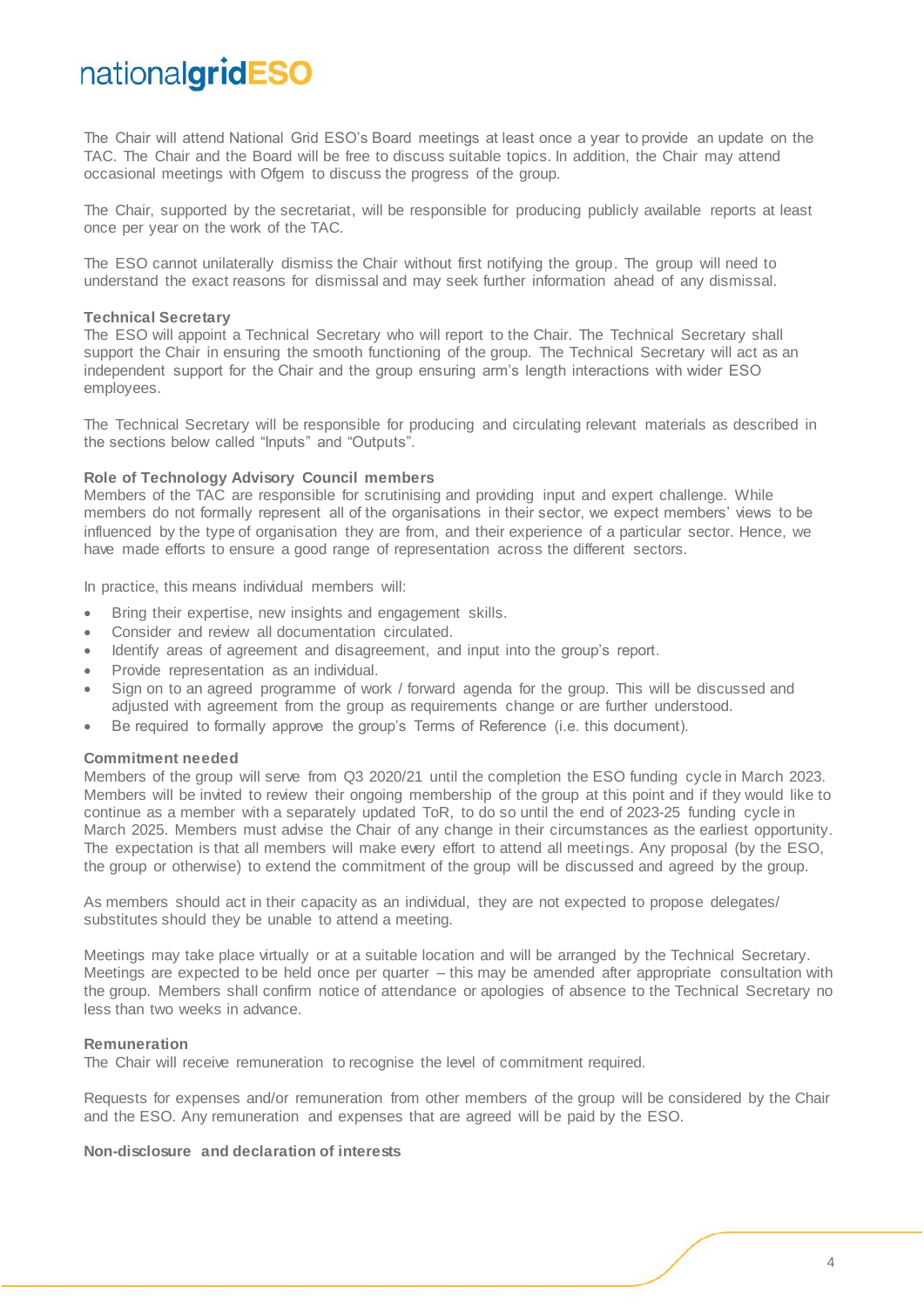The Chair will attend National Grid ESO's Board meetings at least once a year to provide an update on the TAC. The Chair and the Board will be free to discuss suitable topics. In addition, the Chair may attend occasional meetings with Ofgem to discuss the progress of the group.

The Chair, supported by the secretariat, will be responsible for producing publicly available reports at least once per year on the work of the TAC.

The ESO cannot unilaterally dismiss the Chair without first notifying the group. The group will need to understand the exact reasons for dismissal and may seek further information ahead of any dismissal.

**Technical Secretary**

The ESO will appoint a Technical Secretary who will report to the Chair. The Technical Secretary shall support the Chair in ensuring the smooth functioning of the group. The Technical Secretary will act as an independent support for the Chair and the group ensuring arm's length interactions with wider ESO employees.

The Technical Secretary will be responsible for producing and circulating relevant materials as described in the sections below called "Inputs" and "Outputs".

**Role of Technology Advisory Council members**

Members of the TAC are responsible for scrutinising and providing input and expert challenge. While members do not formally represent all of the organisations in their sector, we expect members' views to be influenced by the type of organisation they are from, and their experience of a particular sector. Hence, we have made efforts to ensure a good range of representation across the different sectors.

In practice, this means individual members will:

- Bring their expertise, new insights and engagement skills.
- Consider and review all documentation circulated.
- Identify areas of agreement and disagreement, and input into the group's report.
- Provide representation as an individual.
- Sign on to an agreed programme of work / forward agenda for the group. This will be discussed and adjusted with agreement from the group as requirements change or are further understood.
- Be required to formally approve the group's Terms of Reference (i.e. this document).

**Commitment needed**

Members of the group will serve from Q3 2020/21 until the completion the ESO funding cycle in March 2023. Members will be invited to review their ongoing membership of the group at this point and if they would like to continue as a member with a separately updated ToR, to do so until the end of 2023-25 funding cycle in March 2025. Members must advise the Chair of any change in their circumstances as the earliest opportunity. The expectation is that all members will make every effort to attend all meetings. Any proposal (by the ESO, the group or otherwise) to extend the commitment of the group will be discussed and agreed by the group.

As members should act in their capacity as an individual, they are not expected to propose delegates/ substitutes should they be unable to attend a meeting.

Meetings may take place virtually or at a suitable location and will be arranged by the Technical Secretary. Meetings are expected to be held once per quarter – this may be amended after appropriate consultation with the group. Members shall confirm notice of attendance or apologies of absence to the Technical Secretary no less than two weeks in advance.

**Remuneration**

The Chair will receive remuneration to recognise the level of commitment required.

Requests for expenses and/or remuneration from other members of the group will be considered by the Chair and the ESO. Any remuneration and expenses that are agreed will be paid by the ESO.

**Non-disclosure and declaration of interests**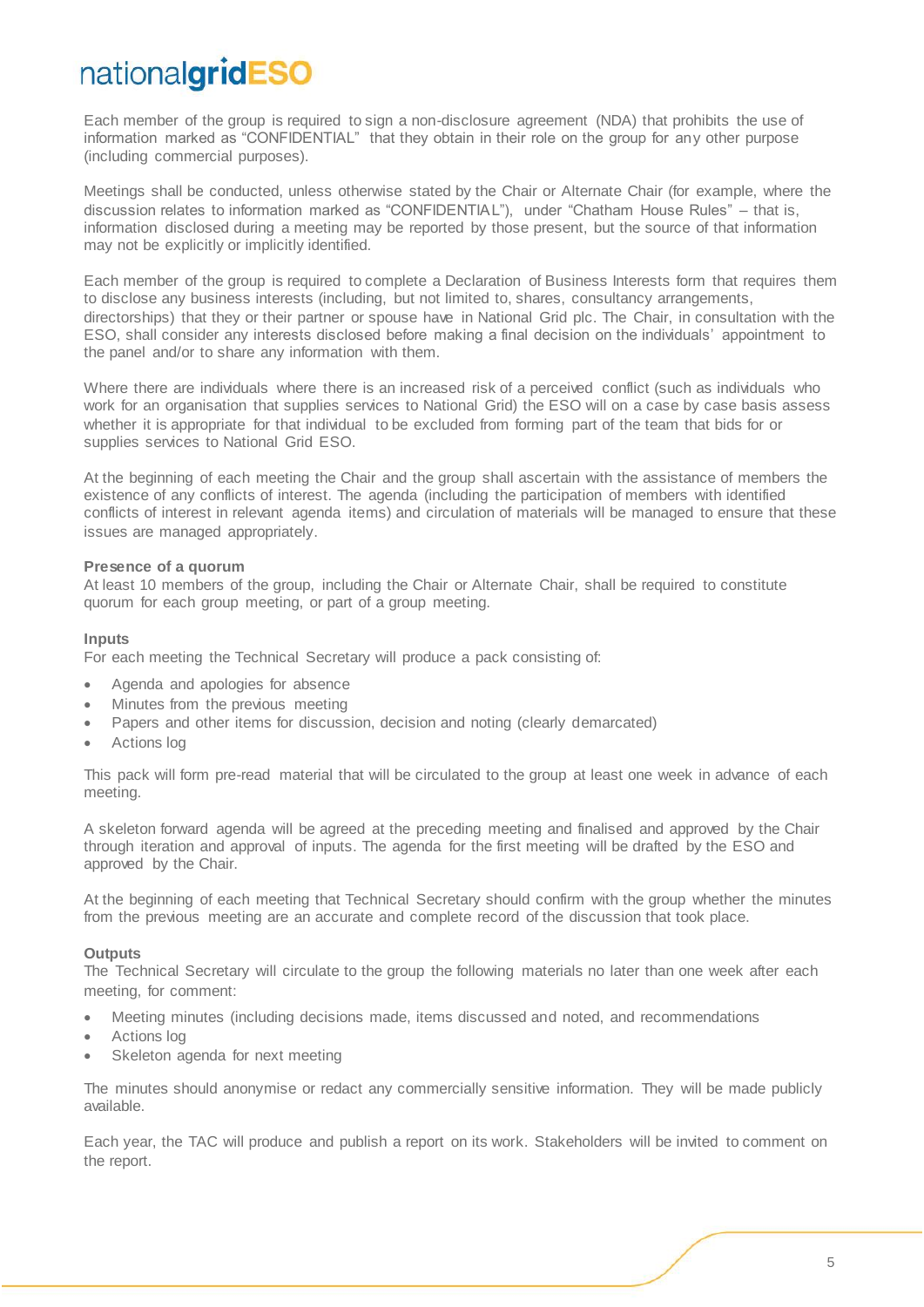Each member of the group is required to sign a non-disclosure agreement (NDA) that prohibits the use of information marked as "CONFIDENTIAL" that they obtain in their role on the group for any other purpose (including commercial purposes).

Meetings shall be conducted, unless otherwise stated by the Chair or Alternate Chair (for example, where the discussion relates to information marked as "CONFIDENTIAL"), under "Chatham House Rules" – that is, information disclosed during a meeting may be reported by those present, but the source of that information may not be explicitly or implicitly identified.

Each member of the group is required to complete a Declaration of Business Interests form that requires them to disclose any business interests (including, but not limited to, shares, consultancy arrangements, directorships) that they or their partner or spouse have in National Grid plc. The Chair, in consultation with the ESO, shall consider any interests disclosed before making a final decision on the individuals' appointment to the panel and/or to share any information with them.

Where there are individuals where there is an increased risk of a perceived conflict (such as individuals who work for an organisation that supplies services to National Grid) the ESO will on a case by case basis assess whether it is appropriate for that individual to be excluded from forming part of the team that bids for or supplies services to National Grid ESO.

At the beginning of each meeting the Chair and the group shall ascertain with the assistance of members the existence of any conflicts of interest. The agenda (including the participation of members with identified conflicts of interest in relevant agenda items) and circulation of materials will be managed to ensure that these issues are managed appropriately.

**Presence of a quorum**

At least 10 members of the group, including the Chair or Alternate Chair, shall be required to constitute quorum for each group meeting, or part of a group meeting.

**Inputs**

For each meeting the Technical Secretary will produce a pack consisting of:

- Agenda and apologies for absence
- Minutes from the previous meeting
- Papers and other items for discussion, decision and noting (clearly demarcated)
- Actions log

This pack will form pre-read material that will be circulated to the group at least one week in advance of each meeting.

A skeleton forward agenda will be agreed at the preceding meeting and finalised and approved by the Chair through iteration and approval of inputs. The agenda for the first meeting will be drafted by the ESO and approved by the Chair.

At the beginning of each meeting that Technical Secretary should confirm with the group whether the minutes from the previous meeting are an accurate and complete record of the discussion that took place.

**Outputs**

The Technical Secretary will circulate to the group the following materials no later than one week after each meeting, for comment:

- Meeting minutes (including decisions made, items discussed and noted, and recommendations
- Actions log
- Skeleton agenda for next meeting

The minutes should anonymise or redact any commercially sensitive information. They will be made publicly available.

Each year, the TAC will produce and publish a report on its work. Stakeholders will be invited to comment on the report.